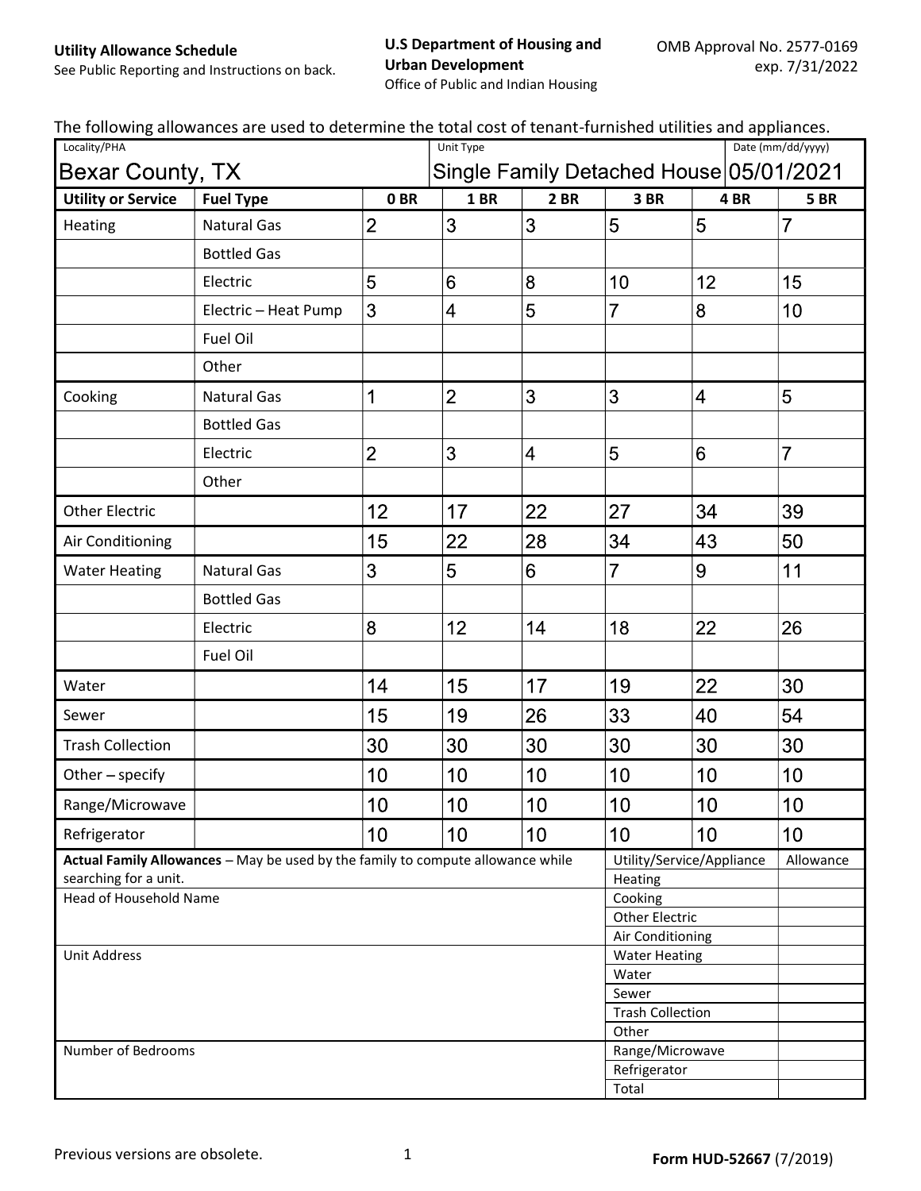**Utility Allowance Schedule**
See Public Reporting and Instructions on back.

**U.S Department of Housing and Urban Development**
Office of Public and Indian Housing

OMB Approval No. 2577-0169
exp. 7/31/2022

The following allowances are used to determine the total cost of tenant-furnished utilities and appliances.

| Locality/PHA | | Unit Type | | | | Date (mm/dd/yyyy) |
|---|---|---|---|---|---|---|
| Bexar County, TX | | Single Family Detached House | | | | 05/01/2021 |
| **Utility or Service** | **Fuel Type** | **0 BR** | **1 BR** | **2 BR** | **3 BR** | **4 BR** | **5 BR** |
| Heating | Natural Gas | 2 | 3 | 3 | 5 | 5 | 7 |
| | Bottled Gas | | | | | | |
| | Electric | 5 | 6 | 8 | 10 | 12 | 15 |
| | Electric – Heat Pump | 3 | 4 | 5 | 7 | 8 | 10 |
| | Fuel Oil | | | | | | |
| | Other | | | | | | |
| Cooking | Natural Gas | 1 | 2 | 3 | 3 | 4 | 5 |
| | Bottled Gas | | | | | | |
| | Electric | 2 | 3 | 4 | 5 | 6 | 7 |
| | Other | | | | | | |
| Other Electric | | 12 | 17 | 22 | 27 | 34 | 39 |
| Air Conditioning | | 15 | 22 | 28 | 34 | 43 | 50 |
| Water Heating | Natural Gas | 3 | 5 | 6 | 7 | 9 | 11 |
| | Bottled Gas | | | | | | |
| | Electric | 8 | 12 | 14 | 18 | 22 | 26 |
| | Fuel Oil | | | | | | |
| Water | | 14 | 15 | 17 | 19 | 22 | 30 |
| Sewer | | 15 | 19 | 26 | 33 | 40 | 54 |
| Trash Collection | | 30 | 30 | 30 | 30 | 30 | 30 |
| Other – specify | | 10 | 10 | 10 | 10 | 10 | 10 |
| Range/Microwave | | 10 | 10 | 10 | 10 | 10 | 10 |
| Refrigerator | | 10 | 10 | 10 | 10 | 10 | 10 |

**Actual Family Allowances** – May be used by the family to compute allowance while searching for a unit.

Head of Household Name

Unit Address

Number of Bedrooms

| Utility/Service/Appliance | Allowance |
|---|---|
| Heating | |
| Cooking | |
| Other Electric | |
| Air Conditioning | |
| Water Heating | |
| Water | |
| Sewer | |
| Trash Collection | |
| Other | |
| Range/Microwave | |
| Refrigerator | |
| Total | |

Previous versions are obsolete.

**Form HUD-52667** (7/2019)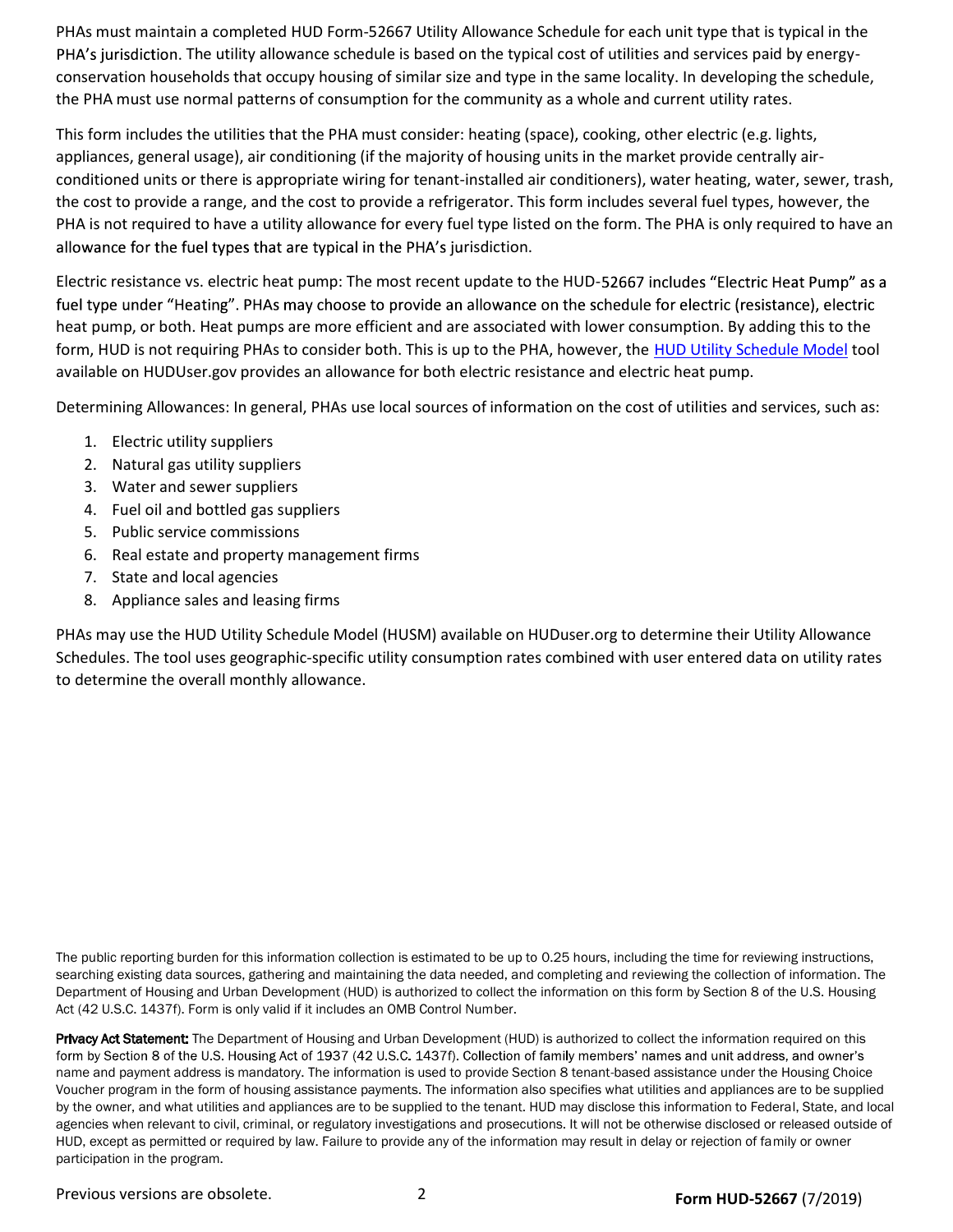PHAs must maintain a completed HUD Form-52667 Utility Allowance Schedule for each unit type that is typical in the PHA's jurisdiction. The utility allowance schedule is based on the typical cost of utilities and services paid by energy-conservation households that occupy housing of similar size and type in the same locality. In developing the schedule, the PHA must use normal patterns of consumption for the community as a whole and current utility rates.

This form includes the utilities that the PHA must consider: heating (space), cooking, other electric (e.g. lights, appliances, general usage), air conditioning (if the majority of housing units in the market provide centrally air-conditioned units or there is appropriate wiring for tenant-installed air conditioners), water heating, water, sewer, trash, the cost to provide a range, and the cost to provide a refrigerator. This form includes several fuel types, however, the PHA is not required to have a utility allowance for every fuel type listed on the form. The PHA is only required to have an allowance for the fuel types that are typical in the PHA's jurisdiction.

Electric resistance vs. electric heat pump: The most recent update to the HUD-52667 includes "Electric Heat Pump" as a fuel type under "Heating". PHAs may choose to provide an allowance on the schedule for electric (resistance), electric heat pump, or both. Heat pumps are more efficient and are associated with lower consumption. By adding this to the form, HUD is not requiring PHAs to consider both. This is up to the PHA, however, the HUD Utility Schedule Model tool available on HUDUser.gov provides an allowance for both electric resistance and electric heat pump.

Determining Allowances: In general, PHAs use local sources of information on the cost of utilities and services, such as:

1. Electric utility suppliers
2. Natural gas utility suppliers
3. Water and sewer suppliers
4. Fuel oil and bottled gas suppliers
5. Public service commissions
6. Real estate and property management firms
7. State and local agencies
8. Appliance sales and leasing firms

PHAs may use the HUD Utility Schedule Model (HUSM) available on HUDuser.org to determine their Utility Allowance Schedules. The tool uses geographic-specific utility consumption rates combined with user entered data on utility rates to determine the overall monthly allowance.

The public reporting burden for this information collection is estimated to be up to 0.25 hours, including the time for reviewing instructions, searching existing data sources, gathering and maintaining the data needed, and completing and reviewing the collection of information. The Department of Housing and Urban Development (HUD) is authorized to collect the information on this form by Section 8 of the U.S. Housing Act (42 U.S.C. 1437f). Form is only valid if it includes an OMB Control Number.

**Privacy Act Statement:** The Department of Housing and Urban Development (HUD) is authorized to collect the information required on this form by Section 8 of the U.S. Housing Act of 1937 (42 U.S.C. 1437f). Collection of family members' names and unit address, and owner's name and payment address is mandatory. The information is used to provide Section 8 tenant-based assistance under the Housing Choice Voucher program in the form of housing assistance payments. The information also specifies what utilities and appliances are to be supplied by the owner, and what utilities and appliances are to be supplied to the tenant. HUD may disclose this information to Federal, State, and local agencies when relevant to civil, criminal, or regulatory investigations and prosecutions. It will not be otherwise disclosed or released outside of HUD, except as permitted or required by law. Failure to provide any of the information may result in delay or rejection of family or owner participation in the program.

Previous versions are obsolete. **Form HUD-52667** (7/2019)